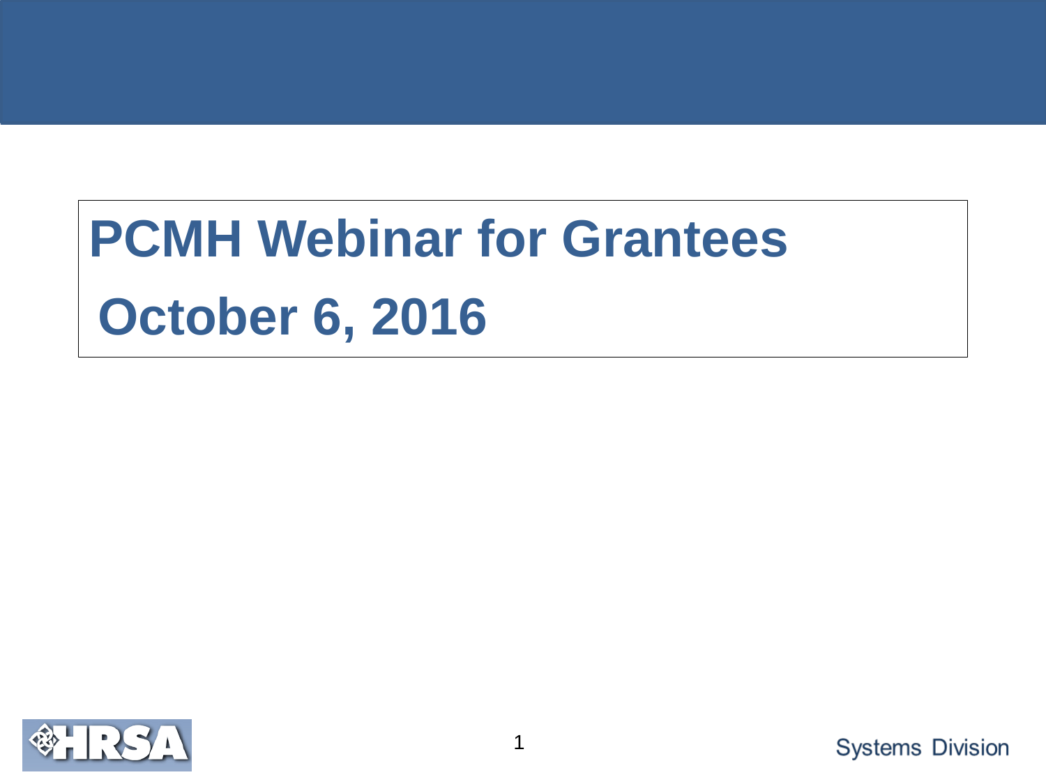# PCMH Webinar for Grantees

# October 6, 2016

HRSA

Systems Division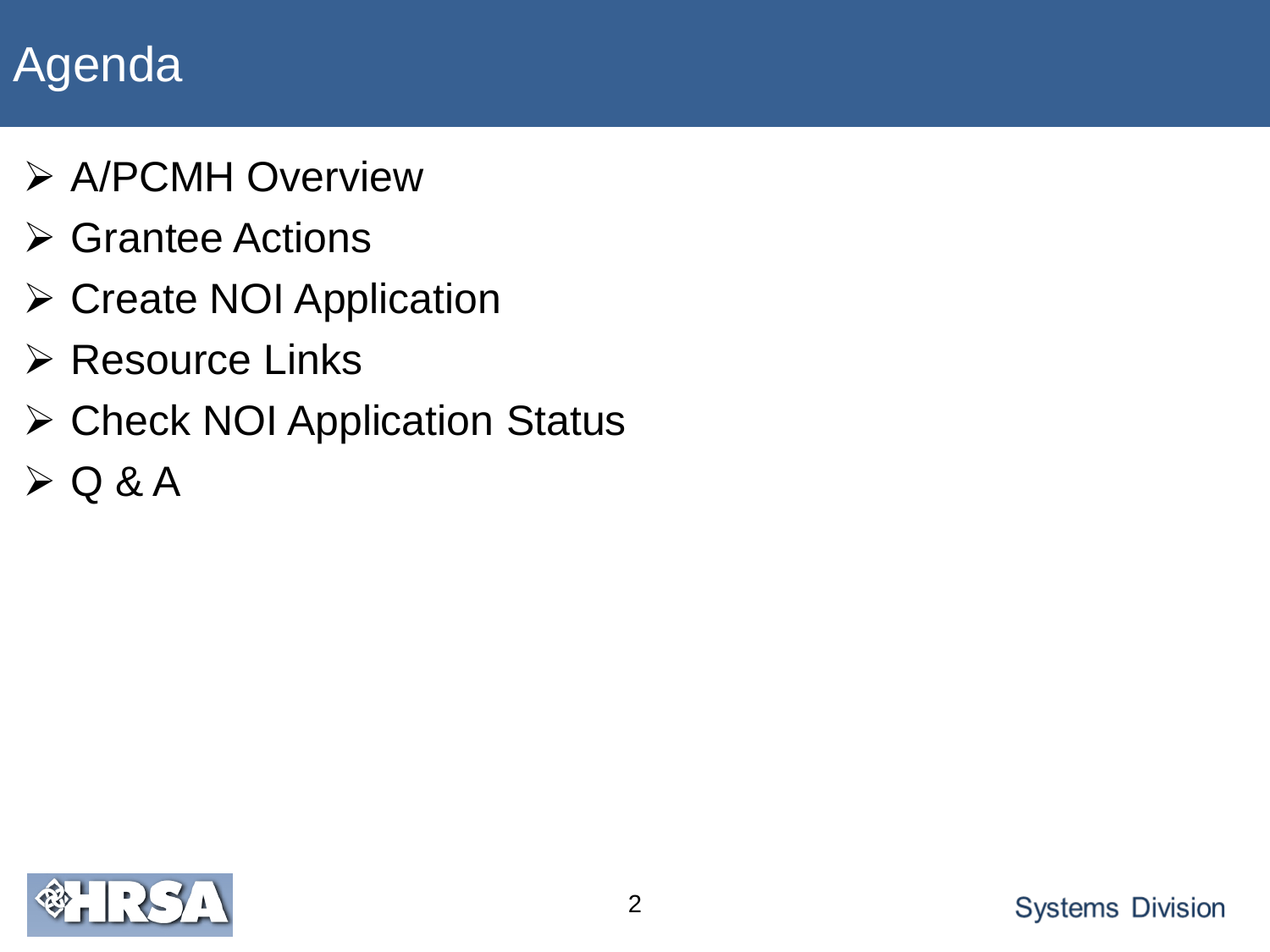# Agenda

- A/PCMH Overview
- Grantee Actions
- Create NOI Application
- Resource Links
- Check NOI Application Status
- Q & A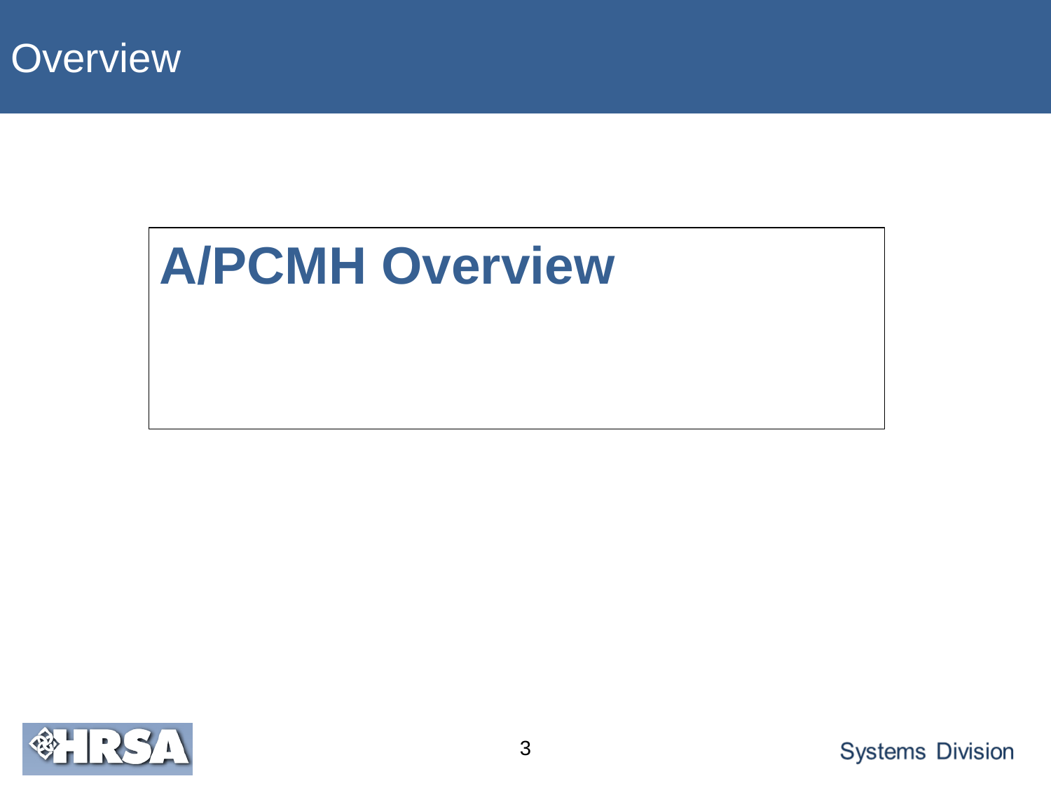# Overview

## A/PCMH Overview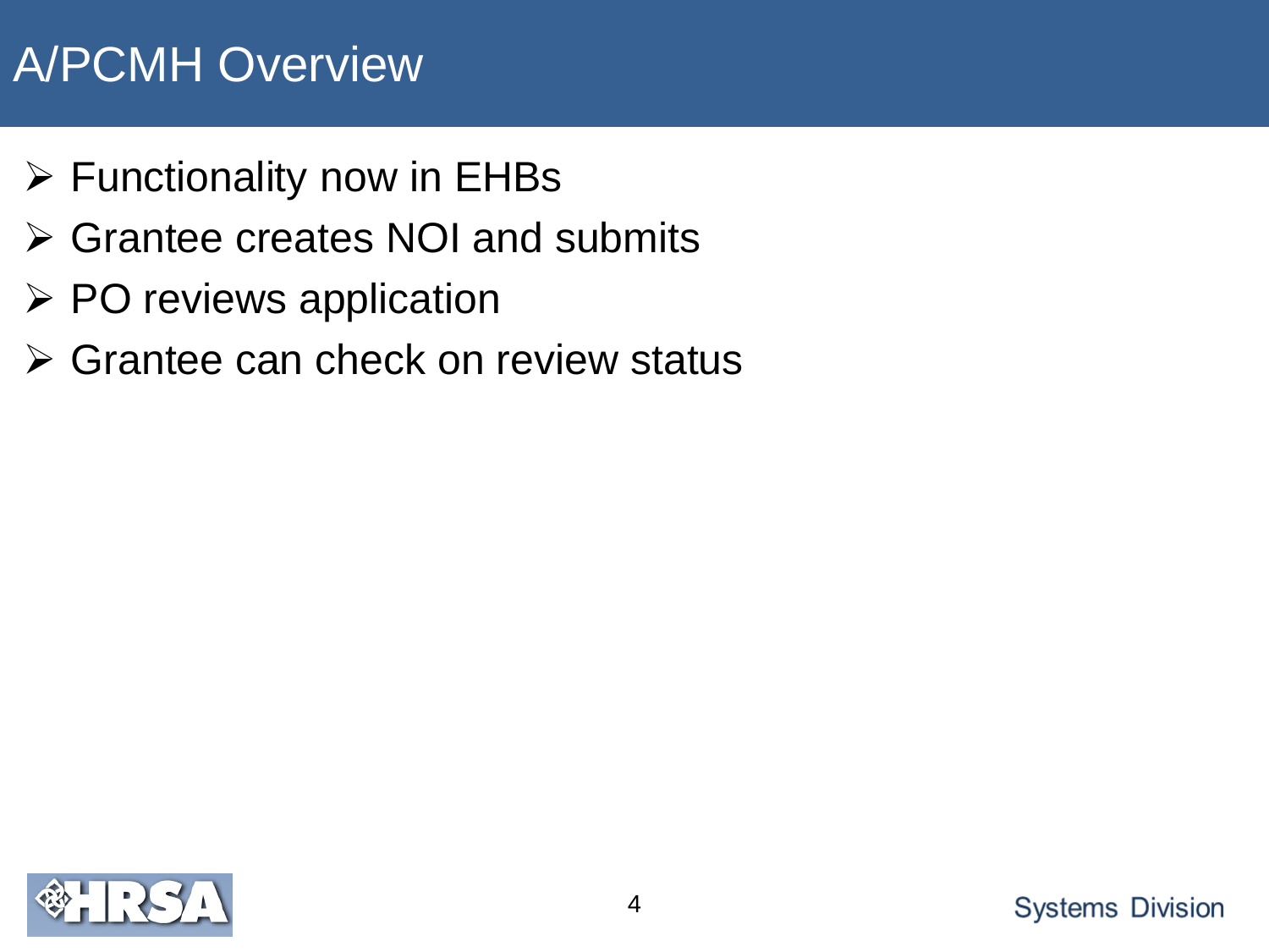# A/PCMH Overview

- Functionality now in EHBs
- Grantee creates NOI and submits
- PO reviews application
- Grantee can check on review status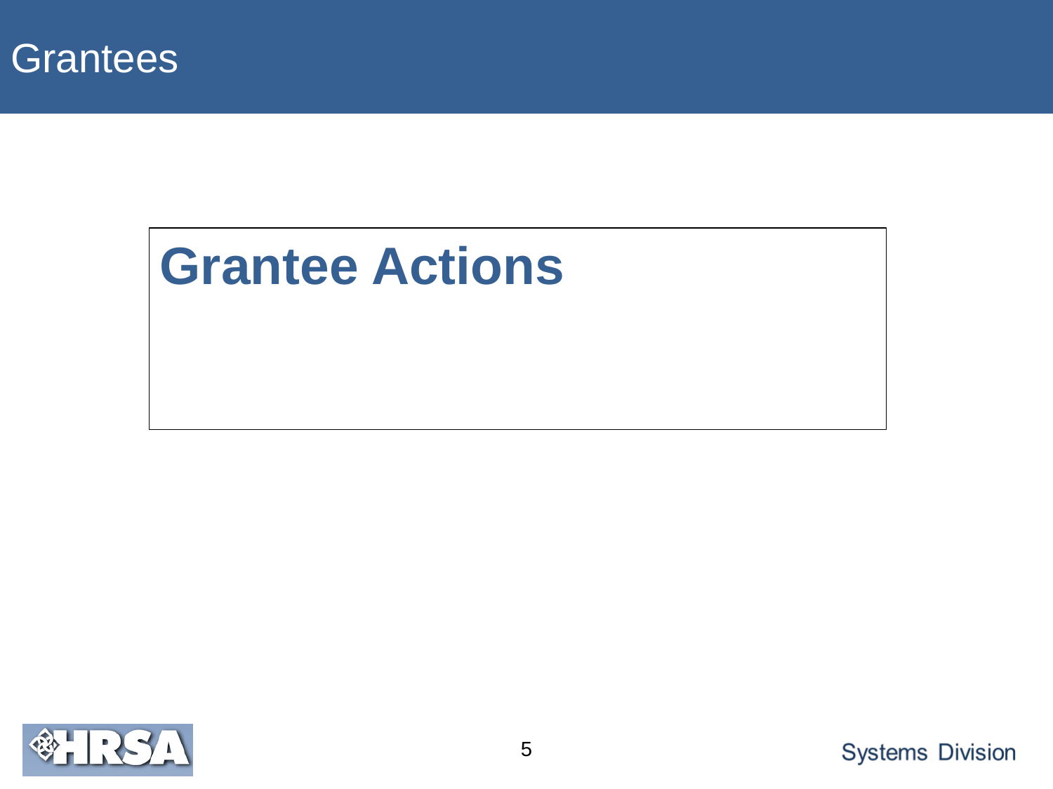# Grantees

## Grantee Actions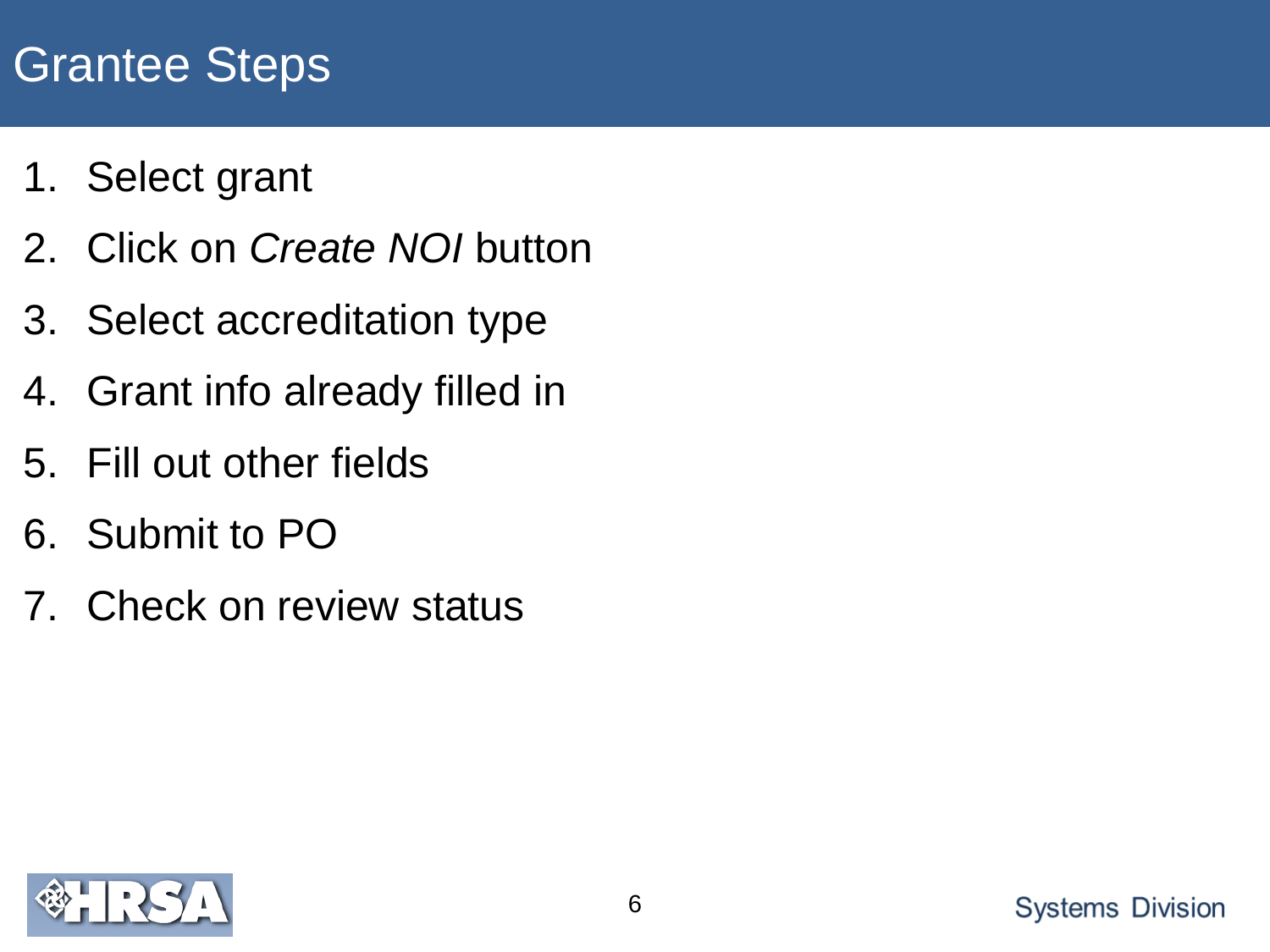# Grantee Steps

1. Select grant
2. Click on *Create NOI* button
3. Select accreditation type
4. Grant info already filled in
5. Fill out other fields
6. Submit to PO
7. Check on review status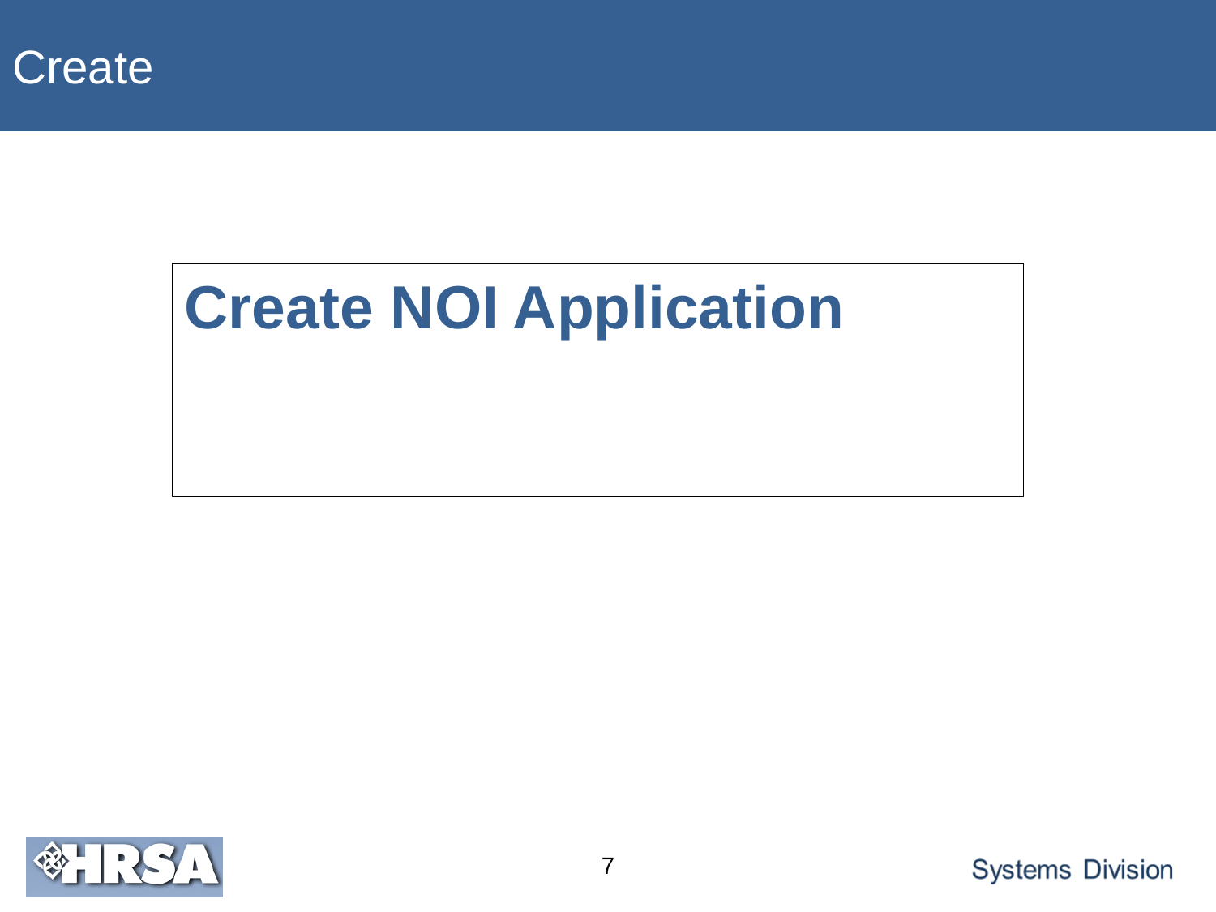# Create

## Create NOI Application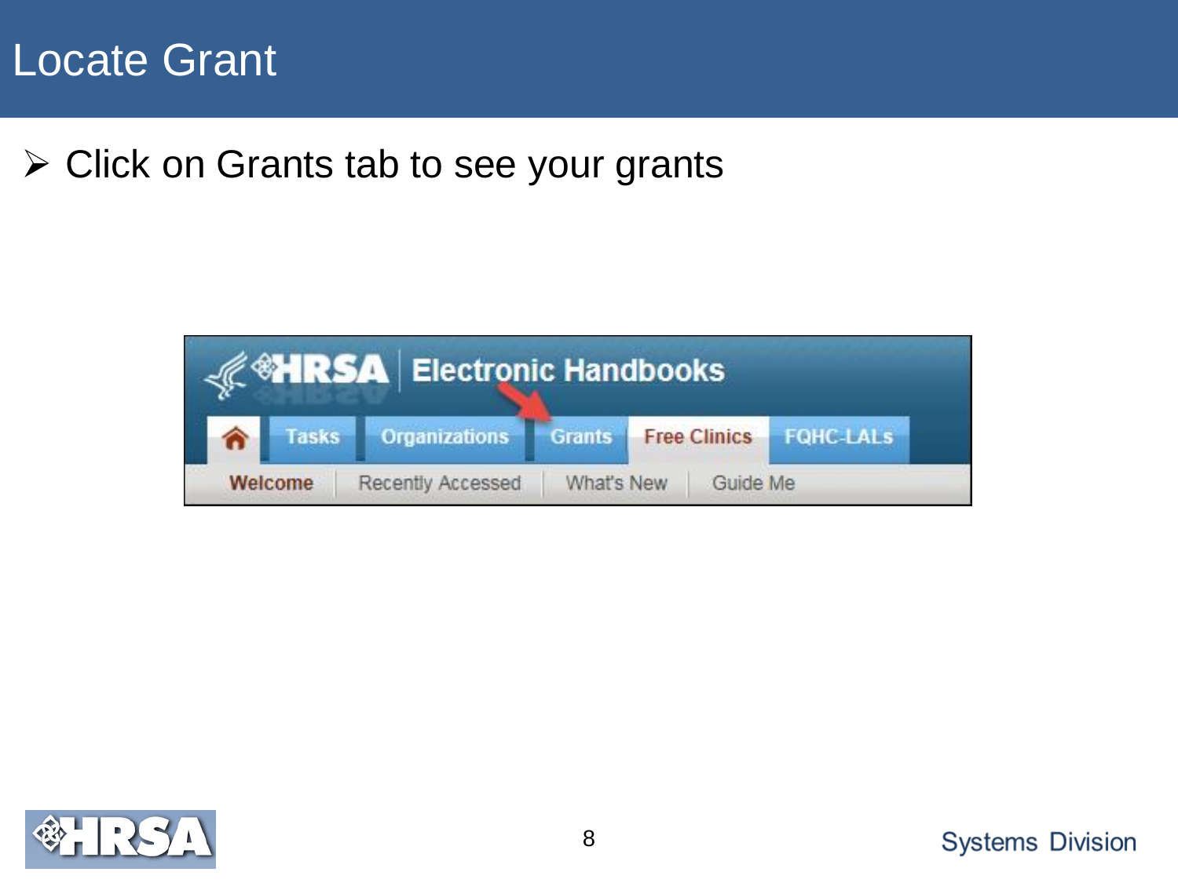# Locate Grant

- Click on Grants tab to see your grants

HRSA Electronic Handbooks

Tasks | Organizations | Grants | Free Clinics | FQHC-LALs

Welcome | Recently Accessed | What's New | Guide Me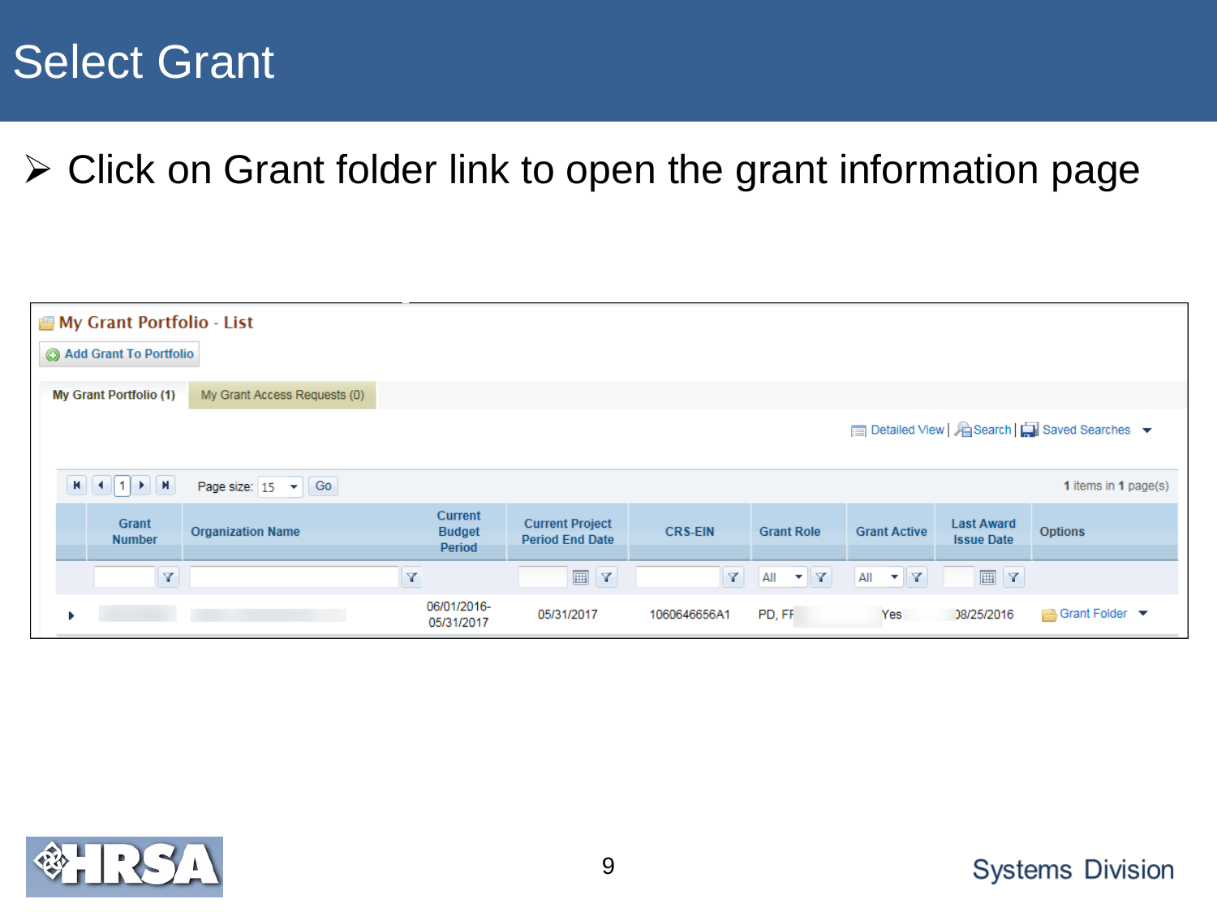# Select Grant

- Click on Grant folder link to open the grant information page

## My Grant Portfolio - List

Add Grant To Portfolio

My Grant Portfolio (1) | My Grant Access Requests (0)

Detailed View | Search | Saved Searches

Page size: 15 Go — 1 items in 1 page(s)

| | Grant Number | Organization Name | Current Budget Period | Current Project Period End Date | CRS-EIN | Grant Role | Grant Active | Last Award Issue Date | Options |
|---|---|---|---|---|---|---|---|---|---|
| | | | | | | All | All | | |
| | | | 06/01/2016-05/31/2017 | 05/31/2017 | 1060646656A1 | PD, FF | Yes | 08/25/2016 | Grant Folder |

Systems Division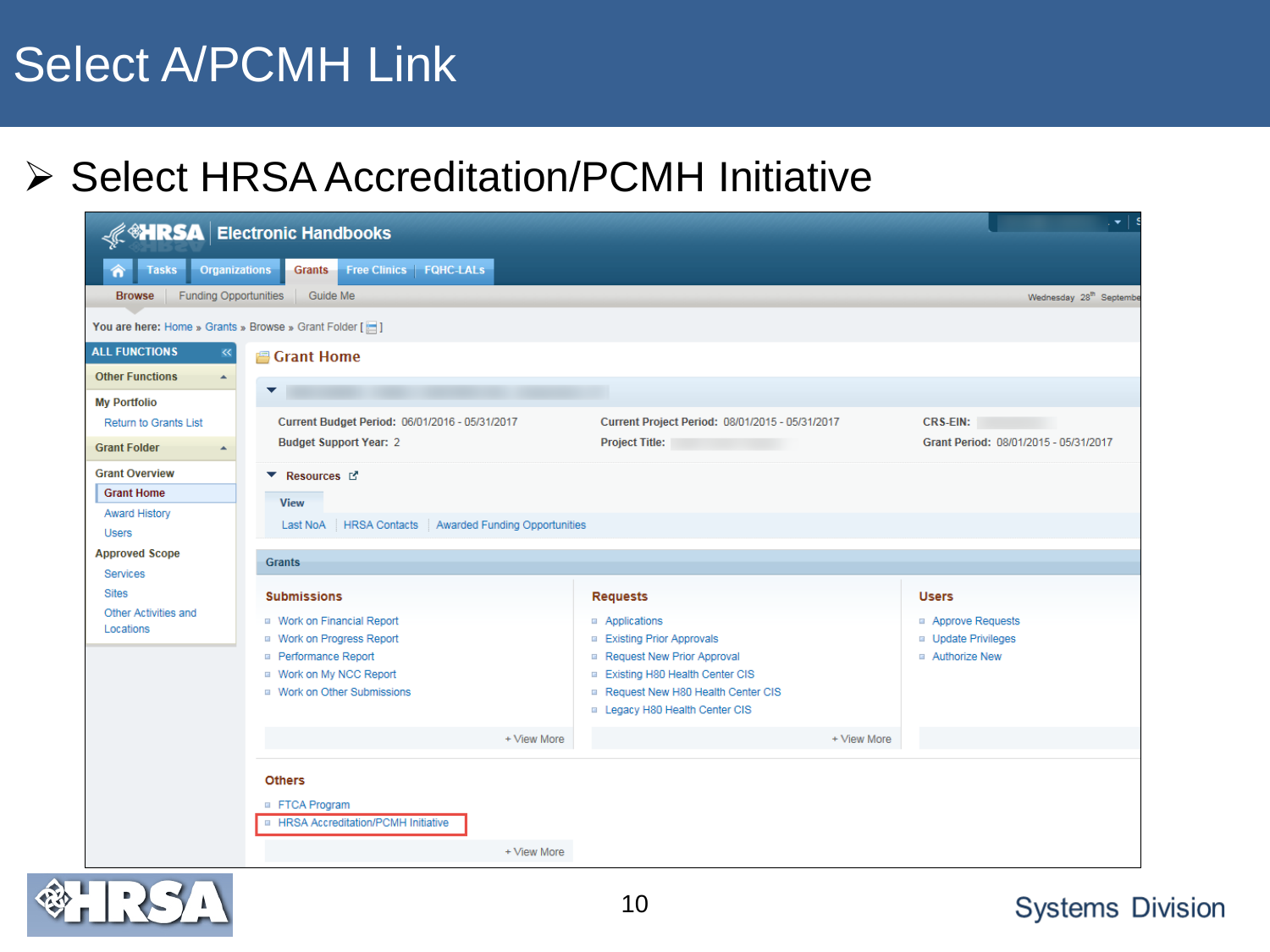# Select A/PCMH Link

- Select HRSA Accreditation/PCMH Initiative

HRSA Electronic Handbooks

Tasks | Organizations | Grants | Free Clinics | FQHC-LALs

Browse | Funding Opportunities | Guide Me

You are here: Home » Grants » Browse » Grant Folder [ ]

ALL FUNCTIONS

Other Functions

My Portfolio
- Return to Grants List

Grant Folder

Grant Overview
- Grant Home
- Award History
- Users

Approved Scope
- Services
- Sites
- Other Activities and Locations

## Grant Home

**Current Budget Period:** 06/01/2016 - 05/31/2017
**Budget Support Year:** 2
**Current Project Period:** 08/01/2015 - 05/31/2017
**Project Title:**
**CRS-EIN:**
**Grant Period:** 08/01/2015 - 05/31/2017

Resources

View

Last NoA | HRSA Contacts | Awarded Funding Opportunities

Grants

**Submissions**
- Work on Financial Report
- Work on Progress Report
- Performance Report
- Work on My NCC Report
- Work on Other Submissions

+ View More

**Requests**
- Applications
- Existing Prior Approvals
- Request New Prior Approval
- Existing H80 Health Center CIS
- Request New H80 Health Center CIS
- Legacy H80 Health Center CIS

+ View More

**Users**
- Approve Requests
- Update Privileges
- Authorize New

**Others**
- FTCA Program
- HRSA Accreditation/PCMH Initiative

+ View More

Systems Division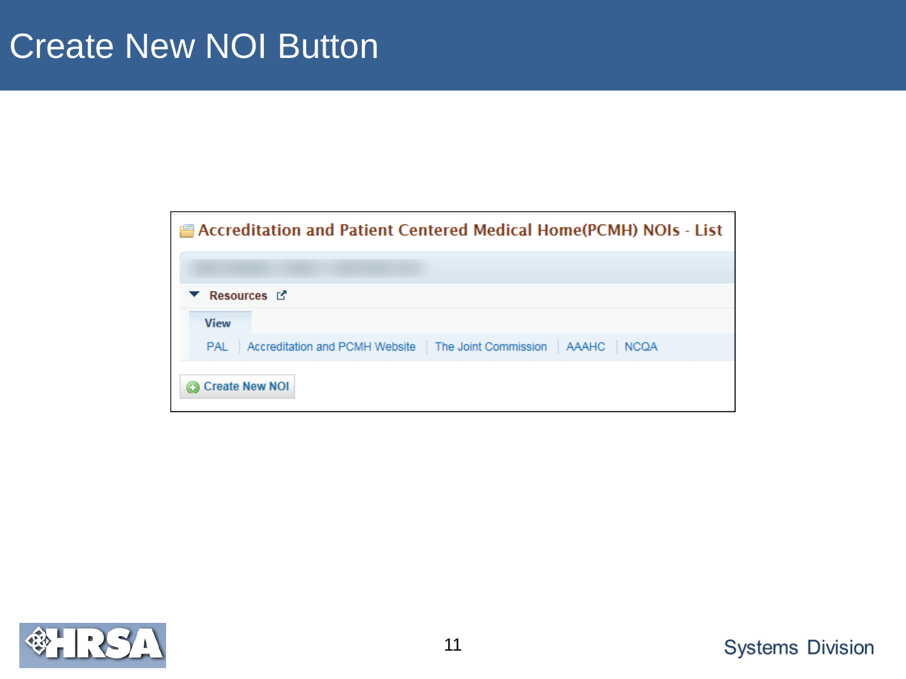# Create New NOI Button

**Accreditation and Patient Centered Medical Home(PCMH) NOIs - List**

**Resources**

**View**

PAL | Accreditation and PCMH Website | The Joint Commission | AAAHC | NCQA

Create New NOI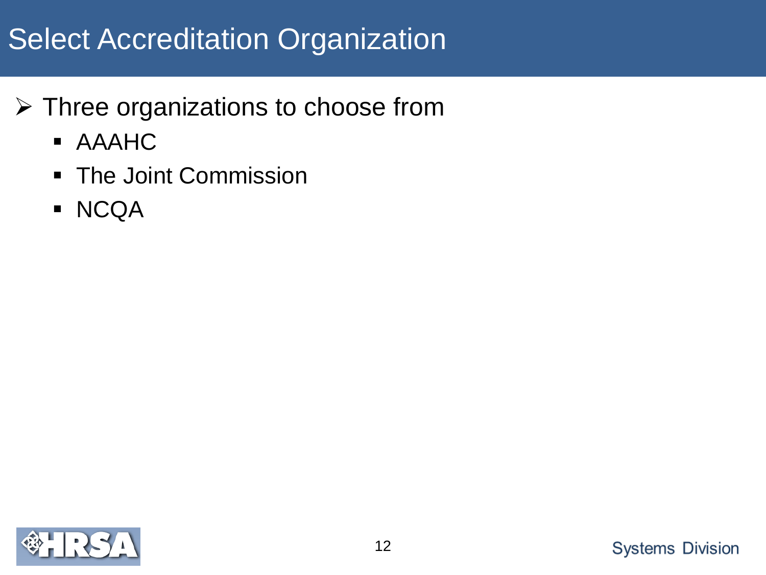# Select Accreditation Organization

- Three organizations to choose from
  - AAAHC
  - The Joint Commission
  - NCQA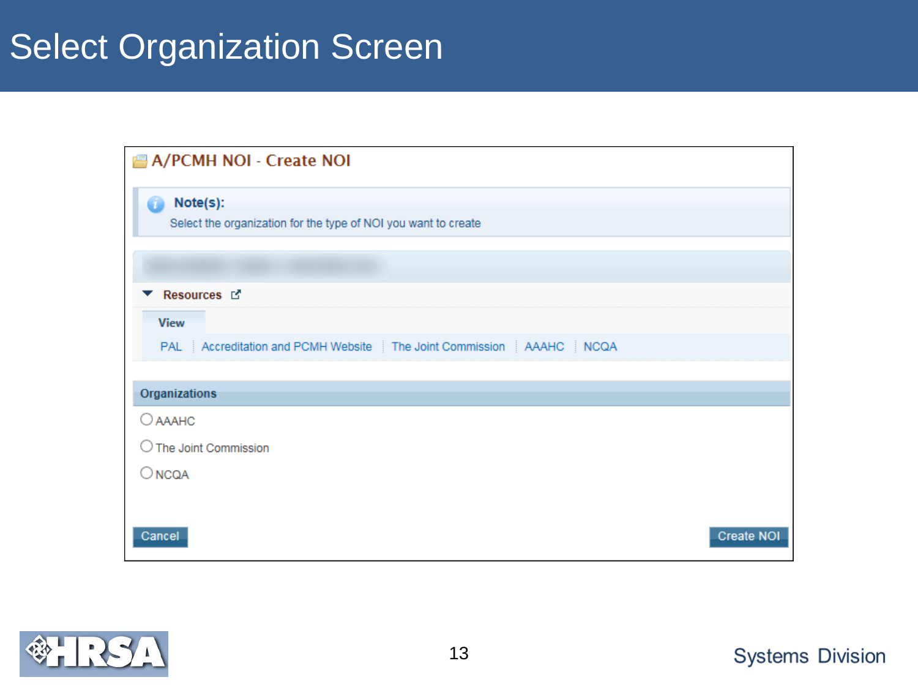# Select Organization Screen

## A/PCMH NOI - Create NOI

**Note(s):**
Select the organization for the type of NOI you want to create

**Resources**

**View**

PAL | Accreditation and PCMH Website | The Joint Commission | AAAHC | NCQA

**Organizations**

- ○ AAAHC
- ○ The Joint Commission
- ○ NCQA

Cancel | Create NOI

Systems Division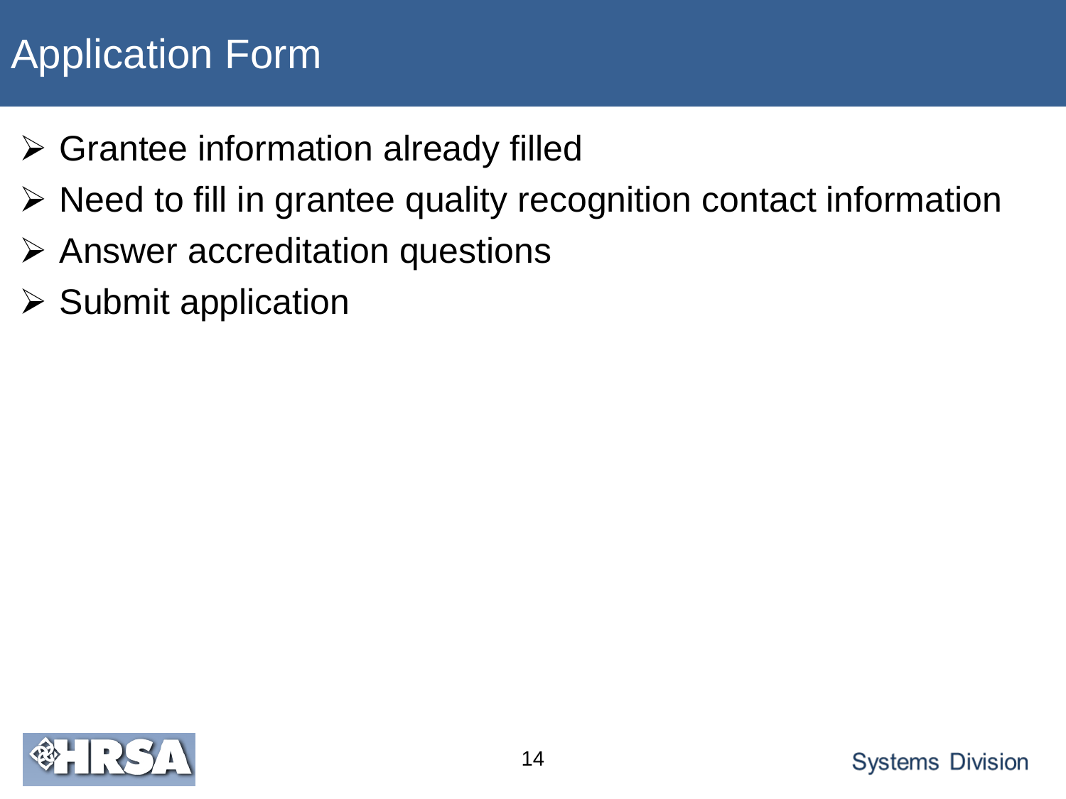# Application Form

- Grantee information already filled
- Need to fill in grantee quality recognition contact information
- Answer accreditation questions
- Submit application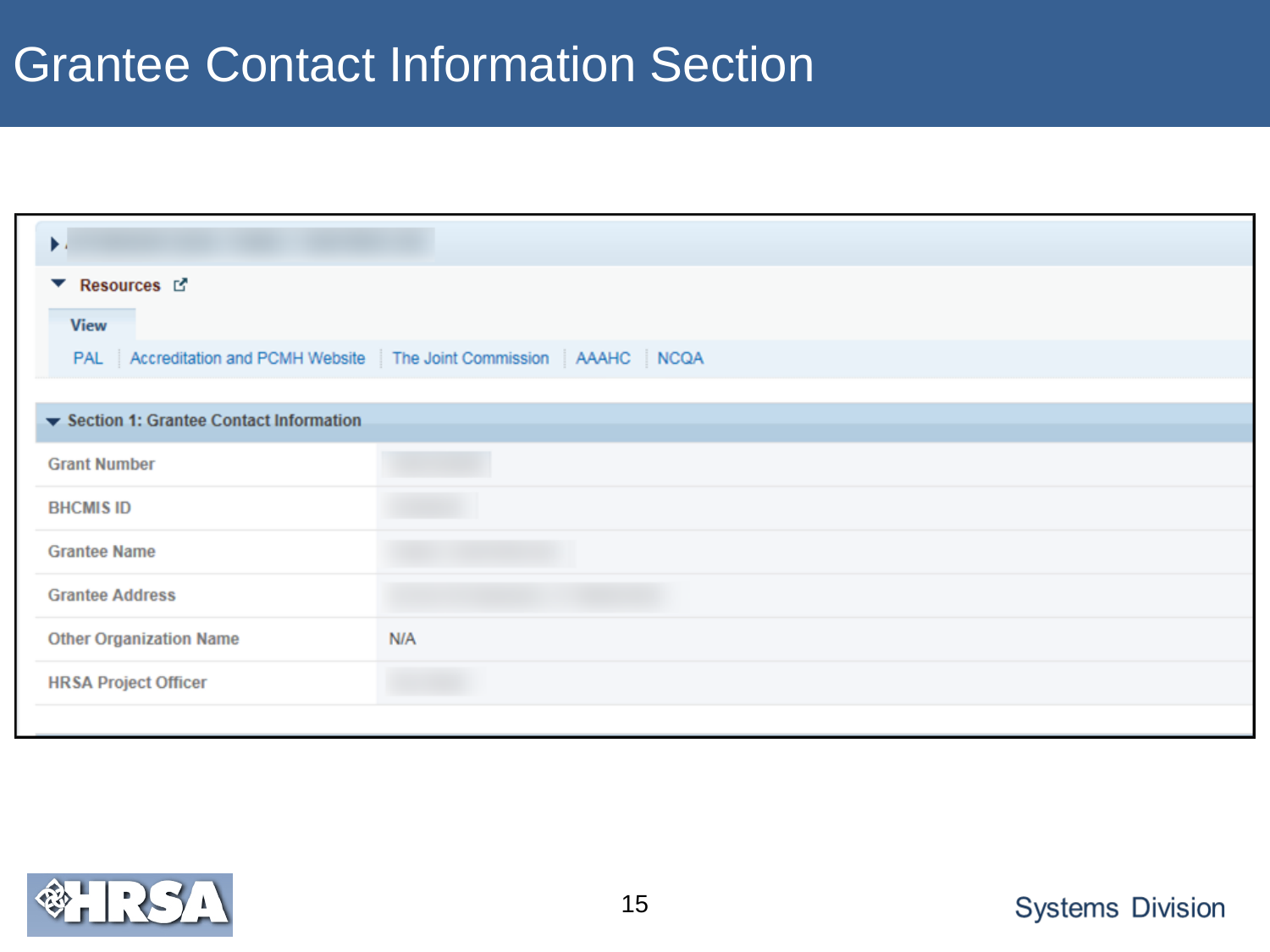# Grantee Contact Information Section

**Resources**

**View**

PAL | Accreditation and PCMH Website | The Joint Commission | AAAHC | NCQA

**Section 1: Grantee Contact Information**

| Field | Value |
| --- | --- |
| Grant Number | |
| BHCMIS ID | |
| Grantee Name | |
| Grantee Address | |
| Other Organization Name | N/A |
| HRSA Project Officer | |

Systems Division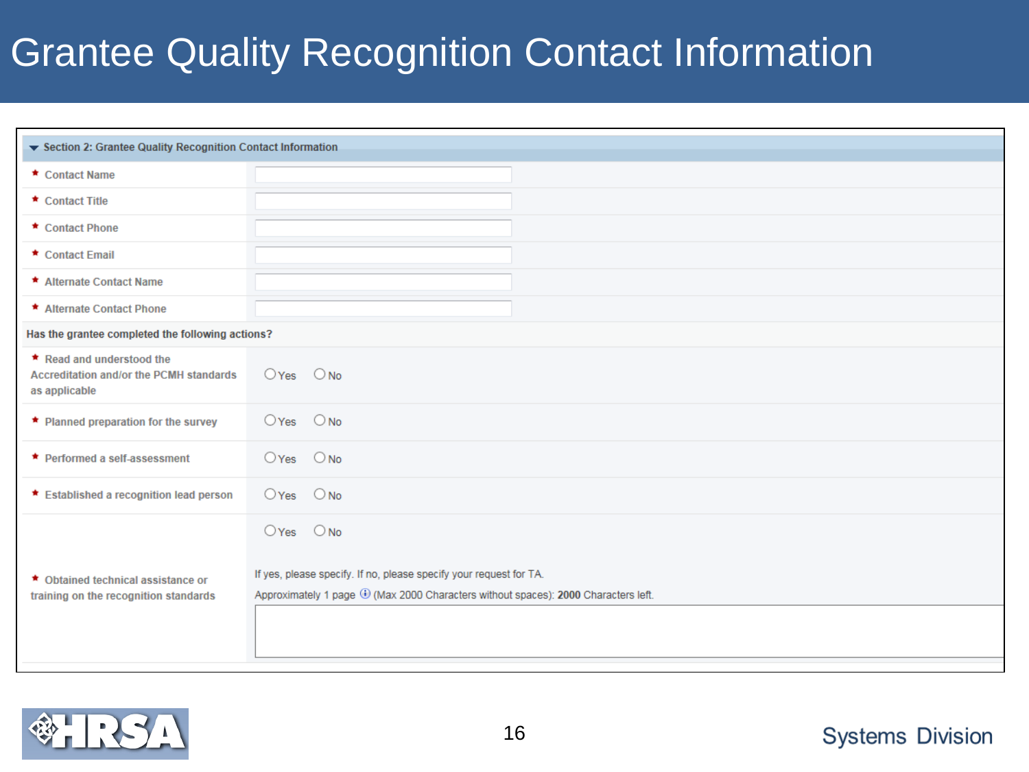# Grantee Quality Recognition Contact Information

**Section 2: Grantee Quality Recognition Contact Information**

| Field | Response |
|---|---|
| * Contact Name | |
| * Contact Title | |
| * Contact Phone | |
| * Contact Email | |
| * Alternate Contact Name | |
| * Alternate Contact Phone | |

**Has the grantee completed the following actions?**

| Action | Response |
|---|---|
| * Read and understood the Accreditation and/or the PCMH standards as applicable | ○ Yes ○ No |
| * Planned preparation for the survey | ○ Yes ○ No |
| * Performed a self-assessment | ○ Yes ○ No |
| * Established a recognition lead person | ○ Yes ○ No |
| * Obtained technical assistance or training on the recognition standards | ○ Yes ○ No<br>If yes, please specify. If no, please specify your request for TA.<br>Approximately 1 page (Max 2000 Characters without spaces): **2000** Characters left. |

Systems Division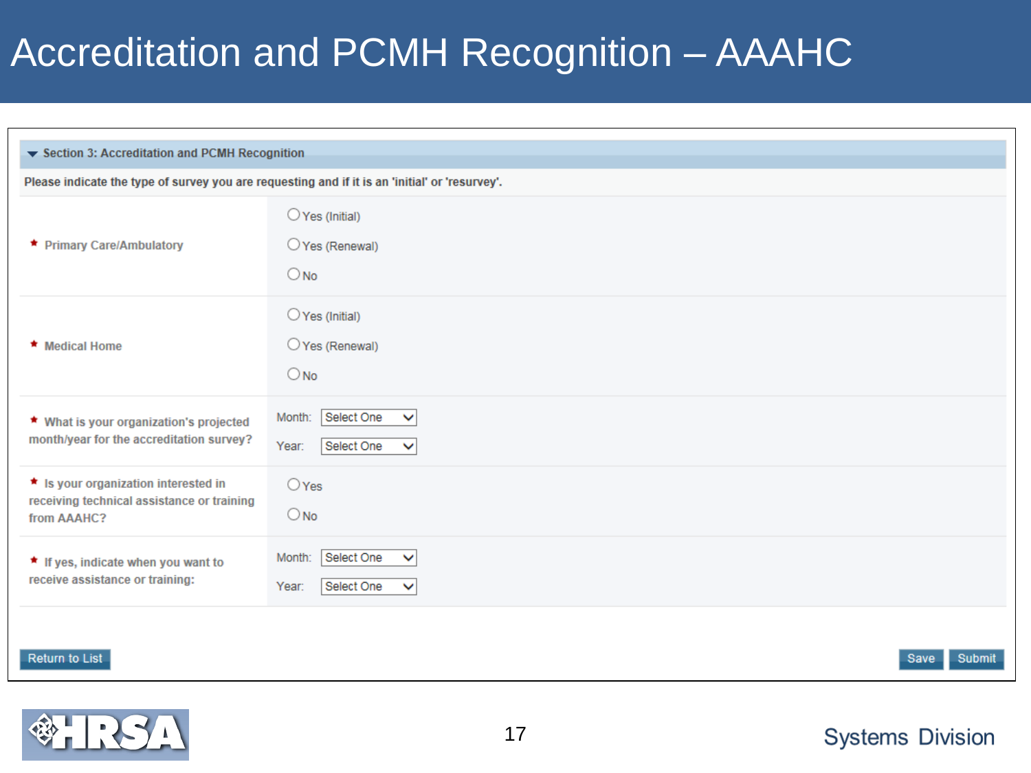# Accreditation and PCMH Recognition – AAAHC

**Section 3: Accreditation and PCMH Recognition**

Please indicate the type of survey you are requesting and if it is an 'initial' or 'resurvey'.

| | |
|---|---|
| * Primary Care/Ambulatory | ○ Yes (Initial)<br>○ Yes (Renewal)<br>○ No |
| * Medical Home | ○ Yes (Initial)<br>○ Yes (Renewal)<br>○ No |
| * What is your organization's projected month/year for the accreditation survey? | Month: Select One<br>Year: Select One |
| * Is your organization interested in receiving technical assistance or training from AAAHC? | ○ Yes<br>○ No |
| * If yes, indicate when you want to receive assistance or training: | Month: Select One<br>Year: Select One |

Return to List | Save | Submit

HRSA

Systems Division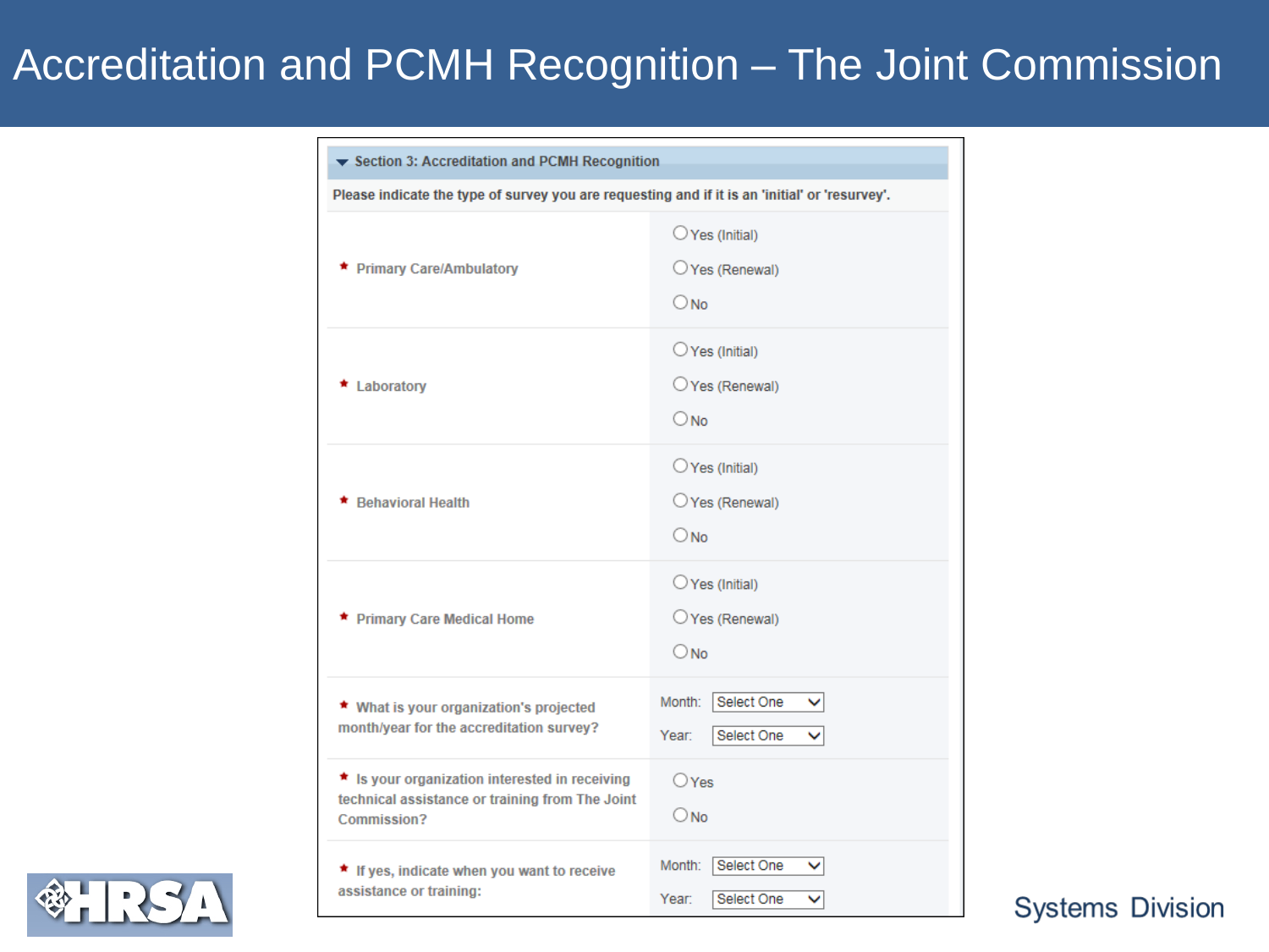# Accreditation and PCMH Recognition – The Joint Commission

**Section 3: Accreditation and PCMH Recognition**

Please indicate the type of survey you are requesting and if it is an 'initial' or 'resurvey'.

| Question | Options |
| --- | --- |
| * Primary Care/Ambulatory | ○ Yes (Initial) ○ Yes (Renewal) ○ No |
| * Laboratory | ○ Yes (Initial) ○ Yes (Renewal) ○ No |
| * Behavioral Health | ○ Yes (Initial) ○ Yes (Renewal) ○ No |
| * Primary Care Medical Home | ○ Yes (Initial) ○ Yes (Renewal) ○ No |
| * What is your organization's projected month/year for the accreditation survey? | Month: Select One; Year: Select One |
| * Is your organization interested in receiving technical assistance or training from The Joint Commission? | ○ Yes ○ No |
| * If yes, indicate when you want to receive assistance or training: | Month: Select One; Year: Select One |

HRSA

Systems Division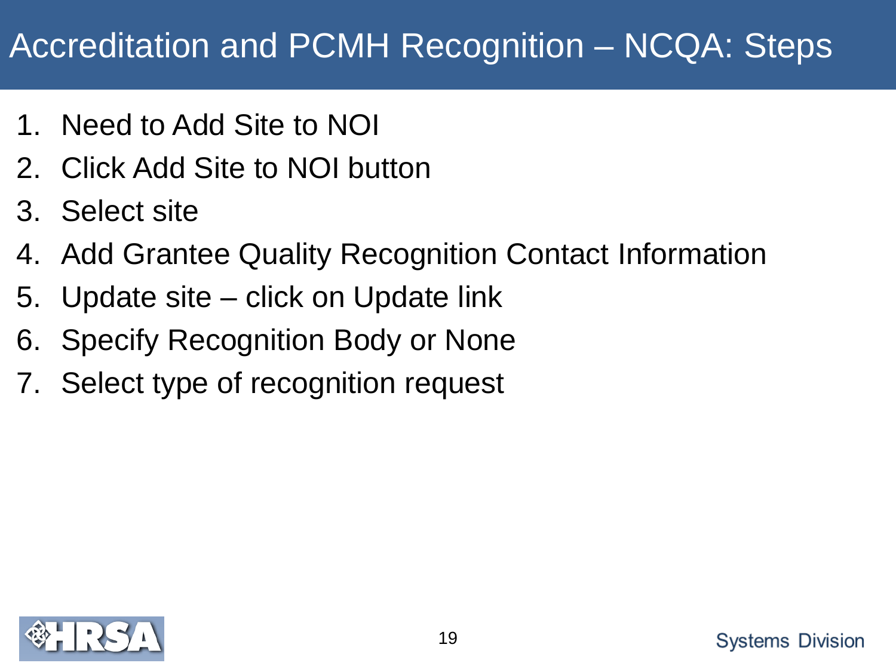# Accreditation and PCMH Recognition – NCQA: Steps

1. Need to Add Site to NOI
2. Click Add Site to NOI button
3. Select site
4. Add Grantee Quality Recognition Contact Information
5. Update site – click on Update link
6. Specify Recognition Body or None
7. Select type of recognition request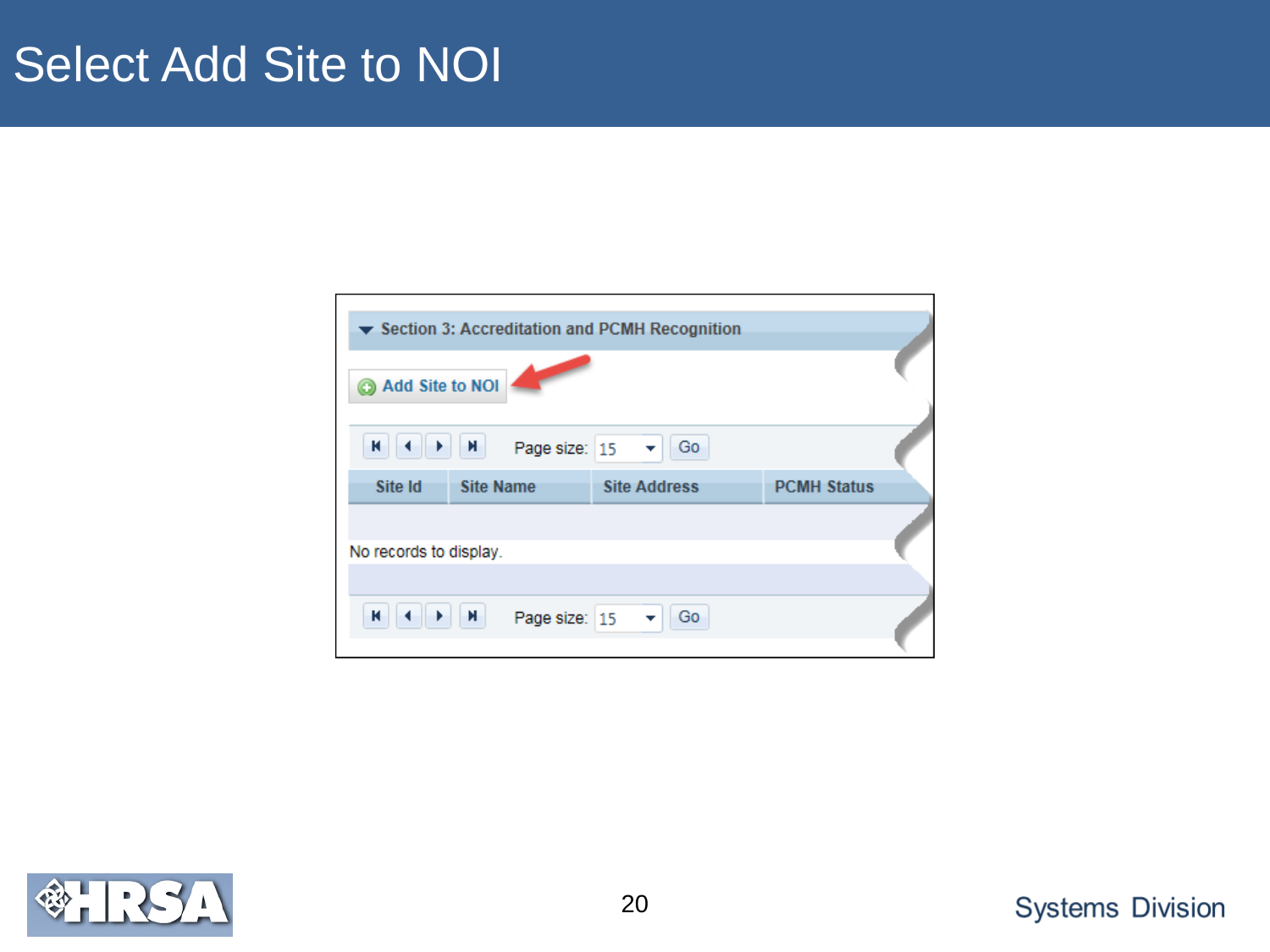# Select Add Site to NOI

Section 3: Accreditation and PCMH Recognition

Add Site to NOI

Page size: 15 Go

| Site Id | Site Name | Site Address | PCMH Status |
|---|---|---|---|

No records to display.

Page size: 15 Go

Systems Division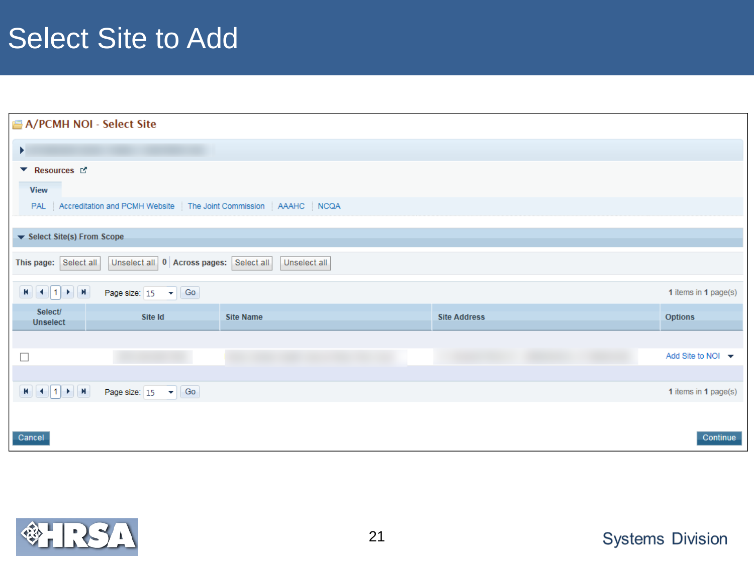# Select Site to Add

## A/PCMH NOI - Select Site

**Resources**

View

PAL | Accreditation and PCMH Website | The Joint Commission | AAAHC | NCQA

**Select Site(s) From Scope**

**This page:** Select all | Unselect all | 0 | **Across pages:** Select all | Unselect all

Page size: 15 Go — 1 items in 1 page(s)

| Select/ Unselect | Site Id | Site Name | Site Address | Options |
|---|---|---|---|---|
| ☐ | | | | Add Site to NOI |

Page size: 15 Go — 1 items in 1 page(s)

Cancel | Continue

HRSA

Systems Division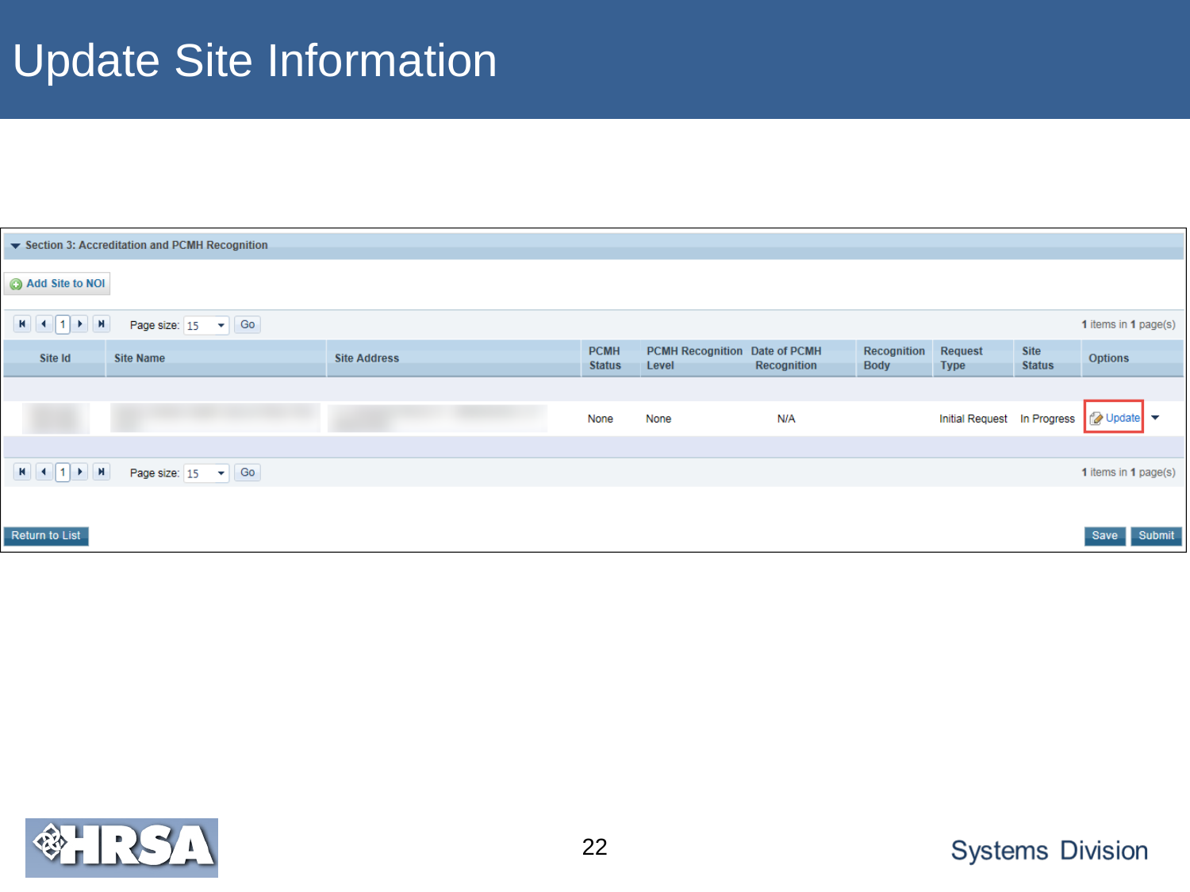# Update Site Information

**Section 3: Accreditation and PCMH Recognition**

Add Site to NOI

Page size: 15 Go — 1 items in 1 page(s)

| Site Id | Site Name | Site Address | PCMH Status | PCMH Recognition Level | Date of PCMH Recognition | Recognition Body | Request Type | Site Status | Options |
|---|---|---|---|---|---|---|---|---|---|
| | | | None | None | N/A | | Initial Request | In Progress | Update |

Page size: 15 Go — 1 items in 1 page(s)

Return to List — Save — Submit

Systems Division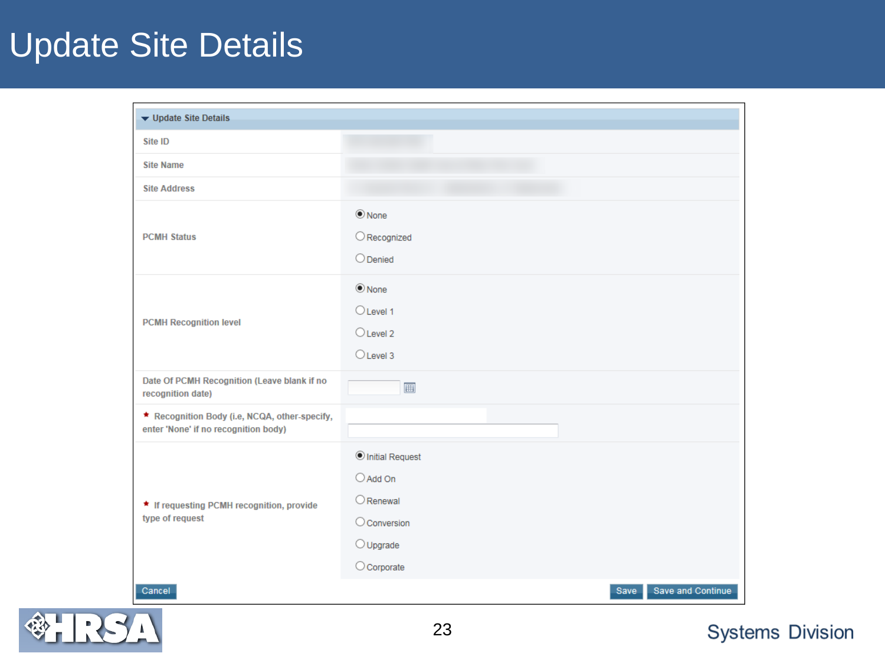# Update Site Details

**Update Site Details**

| Field | Value |
| --- | --- |
| Site ID | |
| Site Name | |
| Site Address | |
| PCMH Status | ◉ None<br>○ Recognized<br>○ Denied |
| PCMH Recognition level | ◉ None<br>○ Level 1<br>○ Level 2<br>○ Level 3 |
| Date Of PCMH Recognition (Leave blank if no recognition date) | |
| * Recognition Body (i.e, NCQA, other-specify, enter 'None' if no recognition body) | |
| * If requesting PCMH recognition, provide type of request | ◉ Initial Request<br>○ Add On<br>○ Renewal<br>○ Conversion<br>○ Upgrade<br>○ Corporate |

Cancel | Save | Save and Continue

Systems Division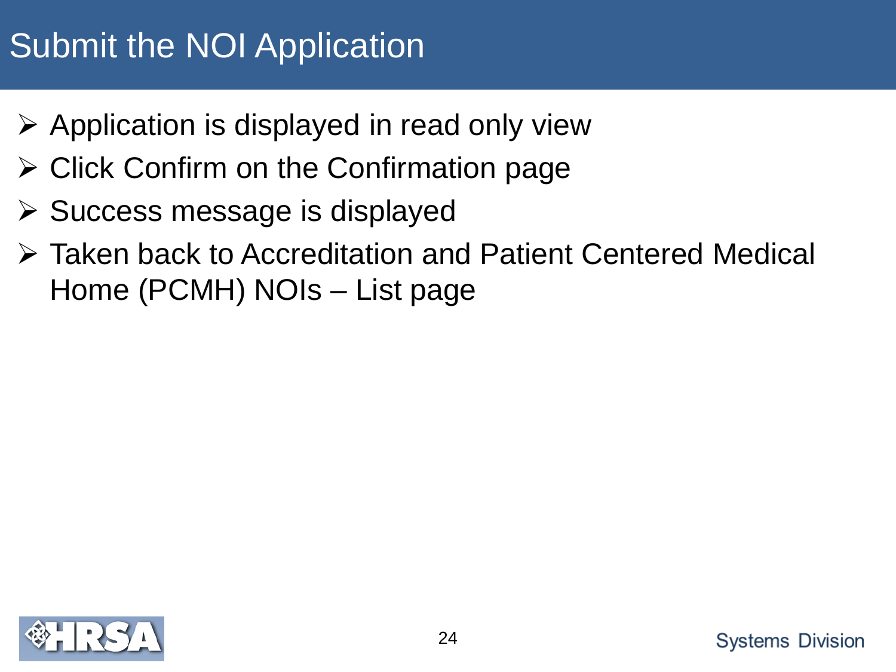# Submit the NOI Application

- Application is displayed in read only view
- Click Confirm on the Confirmation page
- Success message is displayed
- Taken back to Accreditation and Patient Centered Medical Home (PCMH) NOIs – List page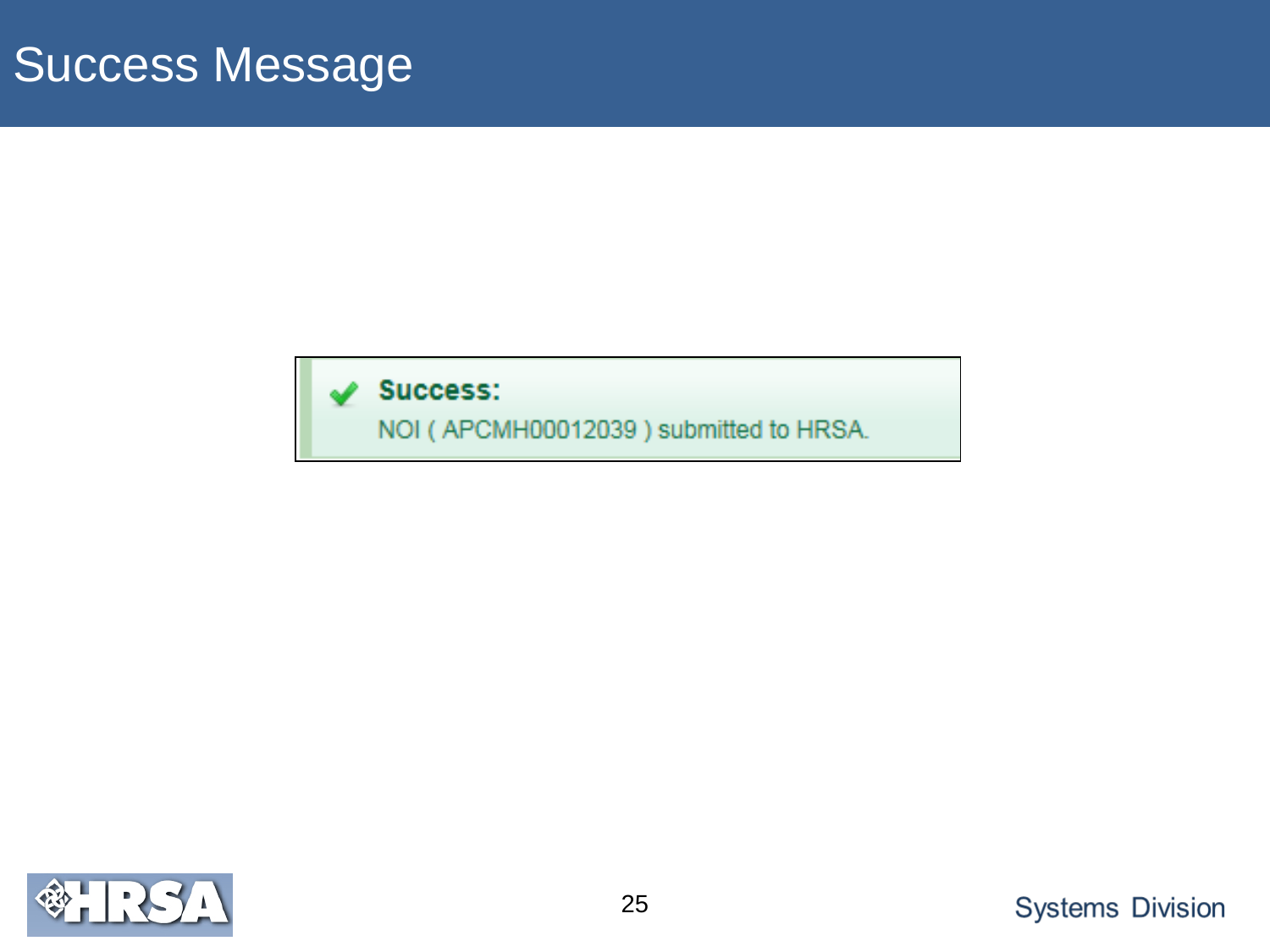# Success Message

**Success:**

NOI ( APCMH00012039 ) submitted to HRSA.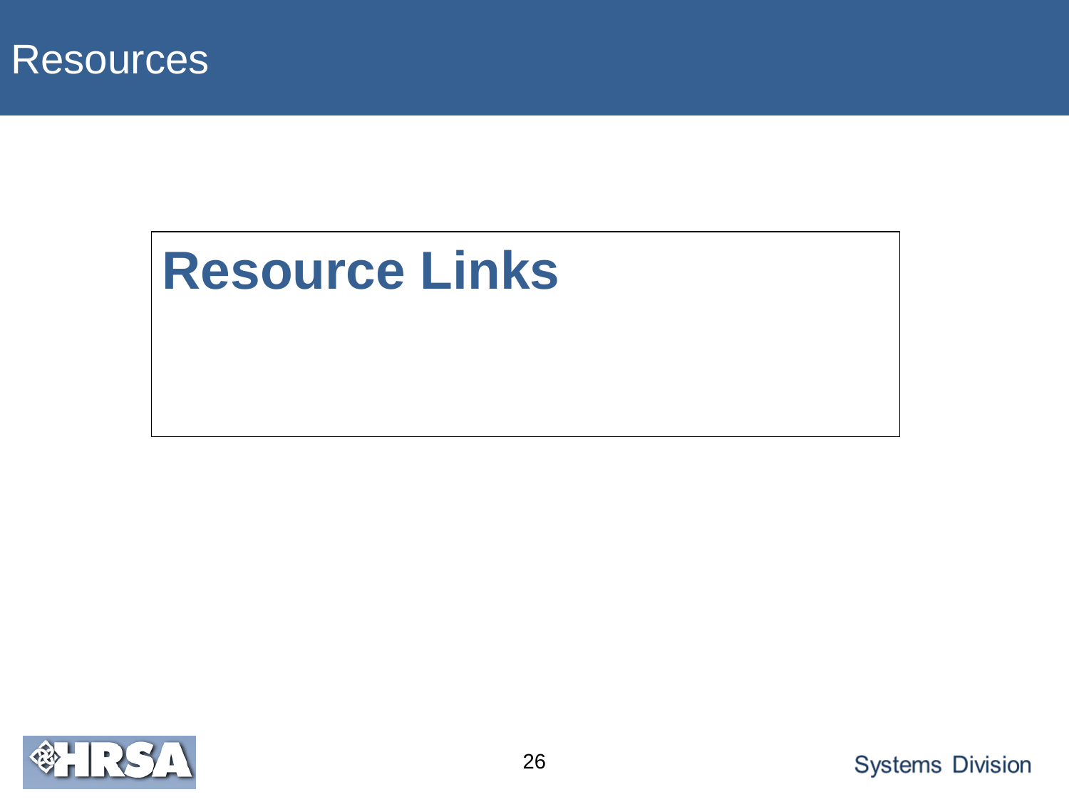# Resources

## Resource Links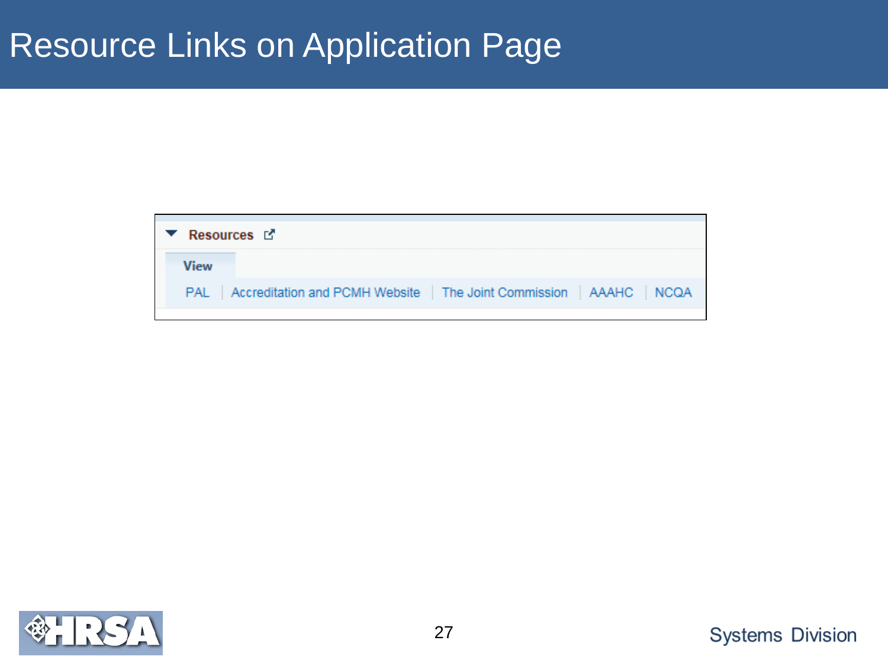# Resource Links on Application Page

**Resources**

**View**

PAL | Accreditation and PCMH Website | The Joint Commission | AAAHC | NCQA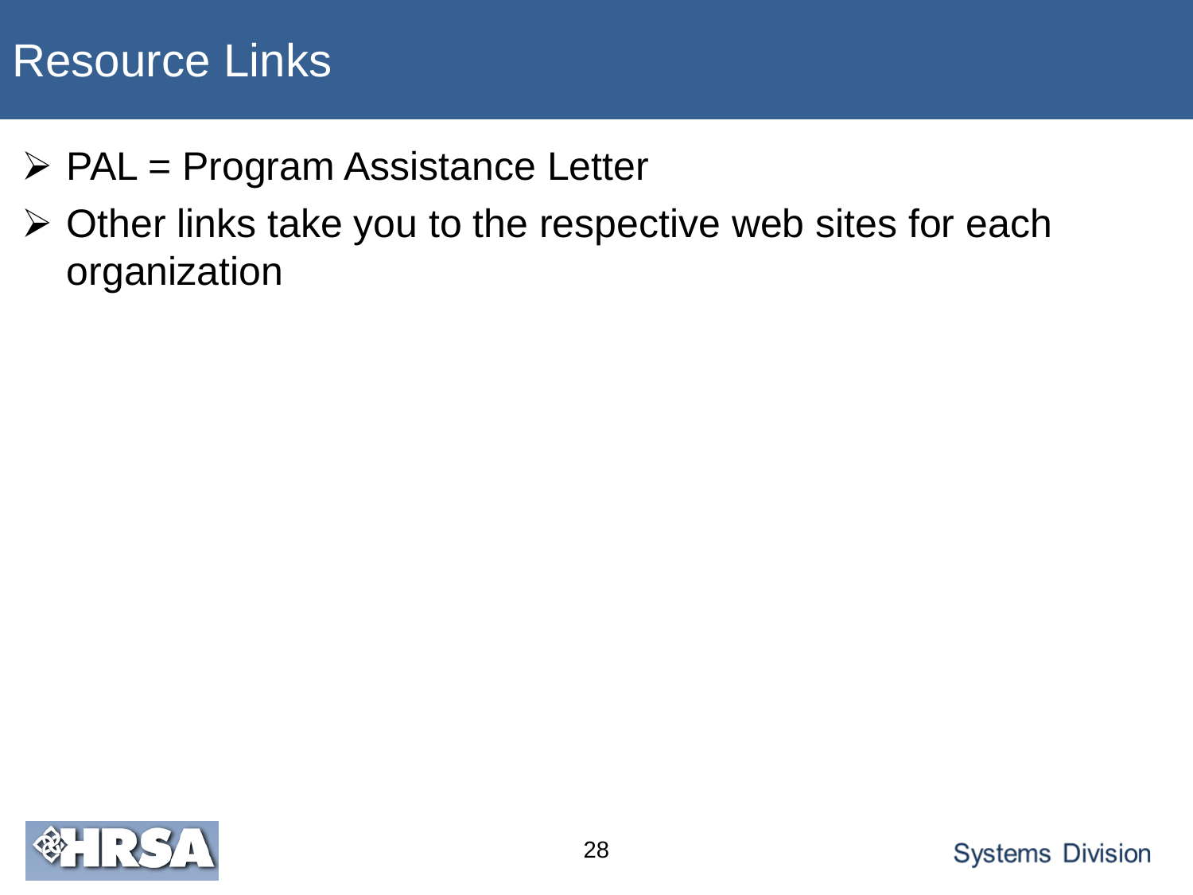# Resource Links

- PAL = Program Assistance Letter
- Other links take you to the respective web sites for each organization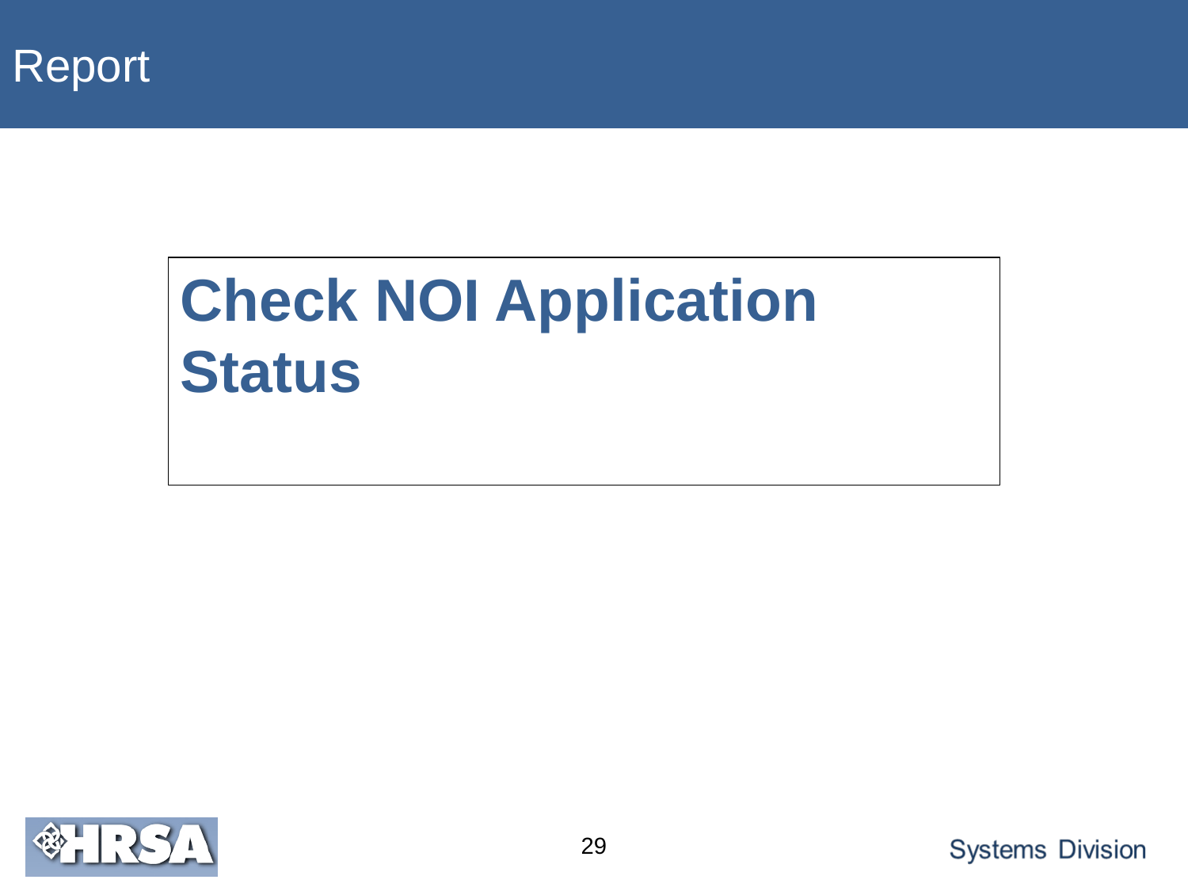# Report

## Check NOI Application Status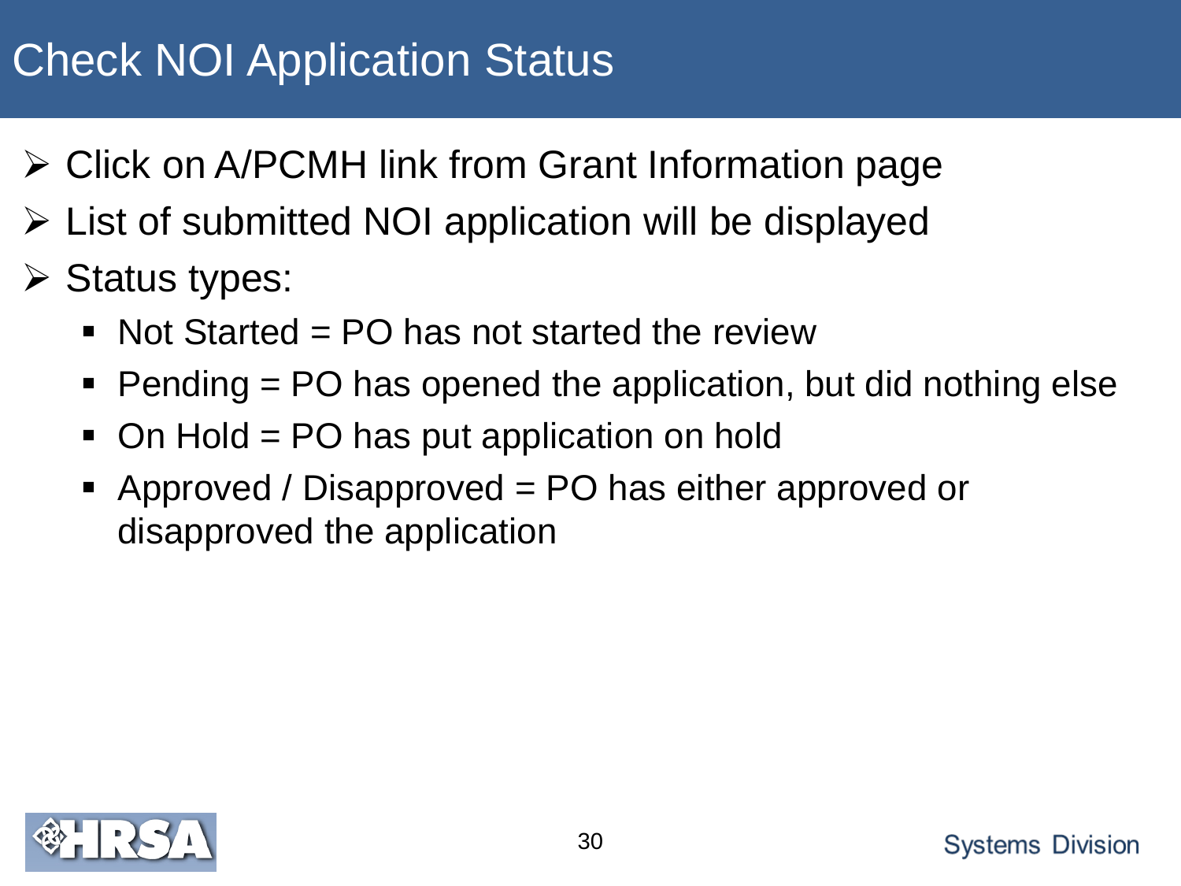# Check NOI Application Status

- Click on A/PCMH link from Grant Information page
- List of submitted NOI application will be displayed
- Status types:
  - Not Started = PO has not started the review
  - Pending = PO has opened the application, but did nothing else
  - On Hold = PO has put application on hold
  - Approved / Disapproved = PO has either approved or disapproved the application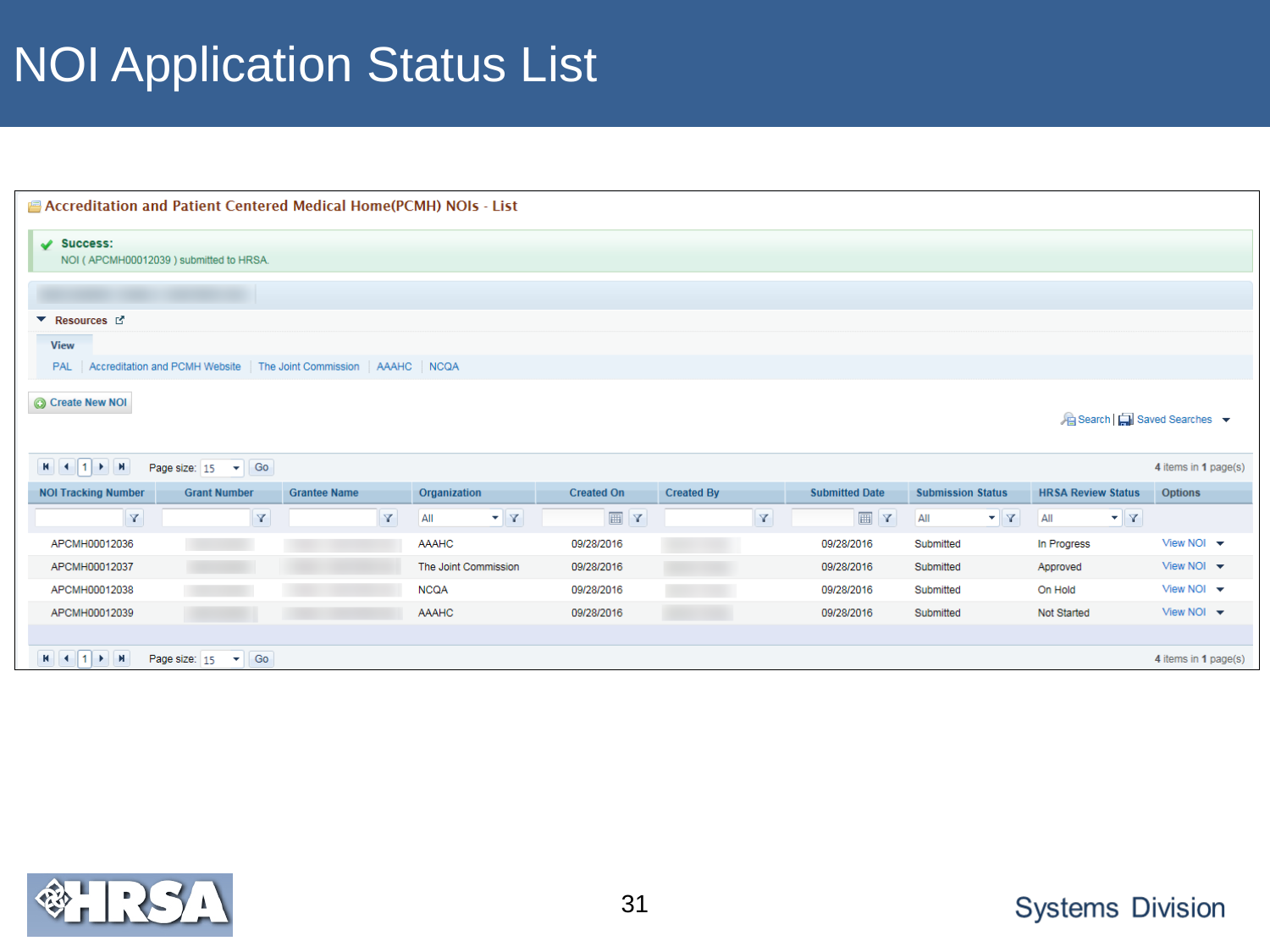# NOI Application Status List

**Accreditation and Patient Centered Medical Home(PCMH) NOIs - List**

**Success:**
NOI ( APCMH00012039 ) submitted to HRSA.

**Resources**

View

PAL | Accreditation and PCMH Website | The Joint Commission | AAAHC | NCQA

Create New NOI

Search | Saved Searches

Page size: 15 Go — 4 items in 1 page(s)

| NOI Tracking Number | Grant Number | Grantee Name | Organization | Created On | Created By | Submitted Date | Submission Status | HRSA Review Status | Options |
|---|---|---|---|---|---|---|---|---|---|
| APCMH00012036 | | | AAAHC | 09/28/2016 | | 09/28/2016 | Submitted | In Progress | View NOI |
| APCMH00012037 | | | The Joint Commission | 09/28/2016 | | 09/28/2016 | Submitted | Approved | View NOI |
| APCMH00012038 | | | NCQA | 09/28/2016 | | 09/28/2016 | Submitted | On Hold | View NOI |
| APCMH00012039 | | | AAAHC | 09/28/2016 | | 09/28/2016 | Submitted | Not Started | View NOI |

Page size: 15 Go — 4 items in 1 page(s)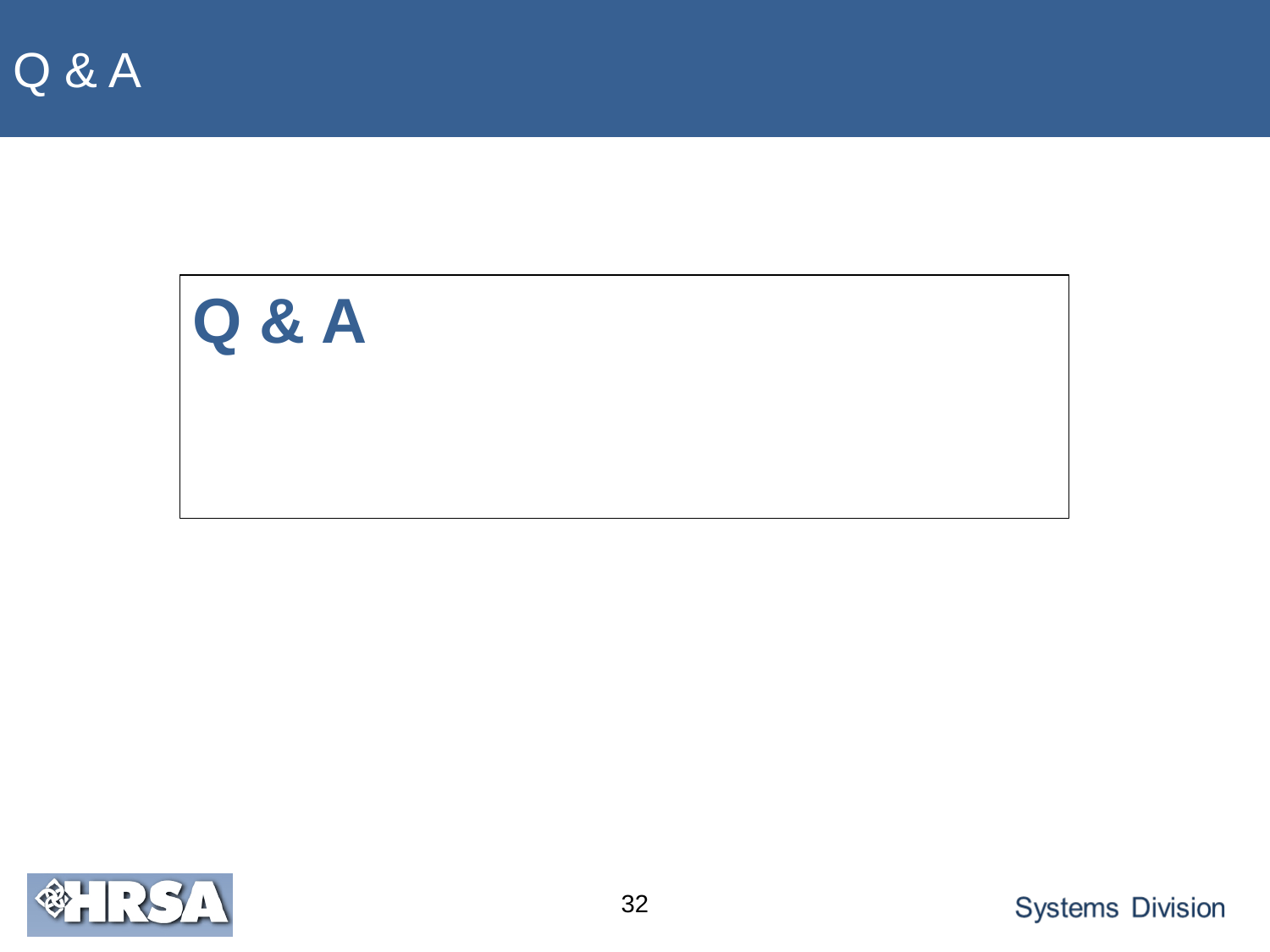# Q & A

## Q & A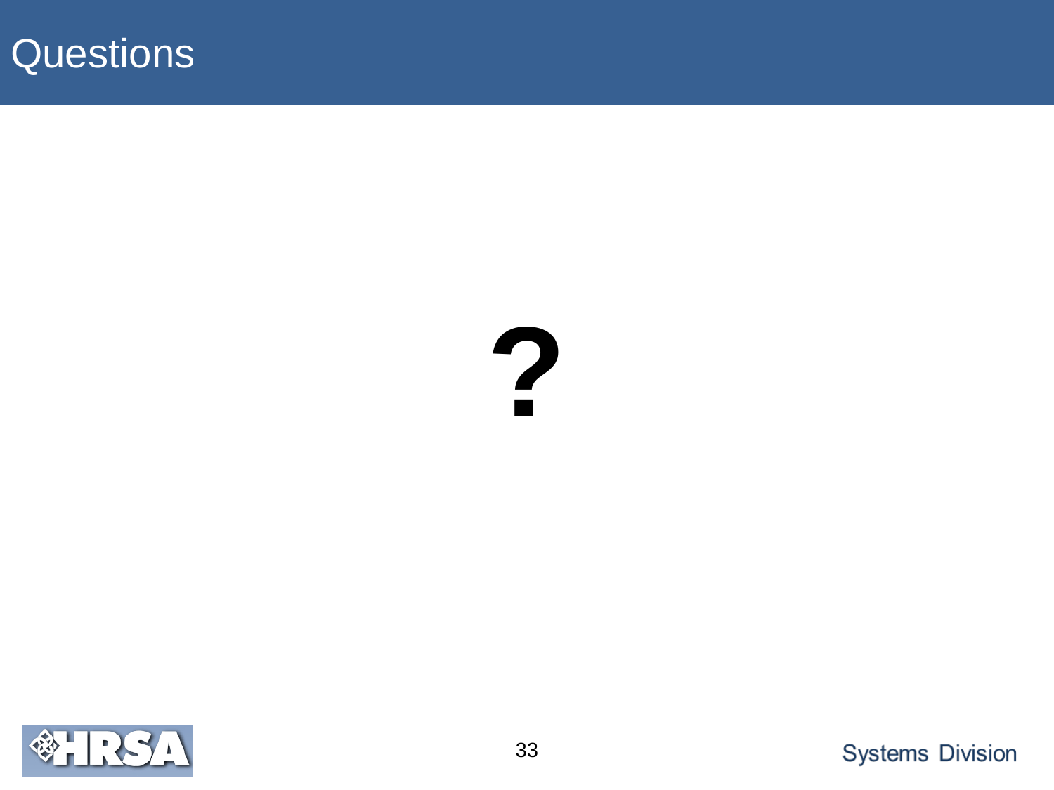# Questions

?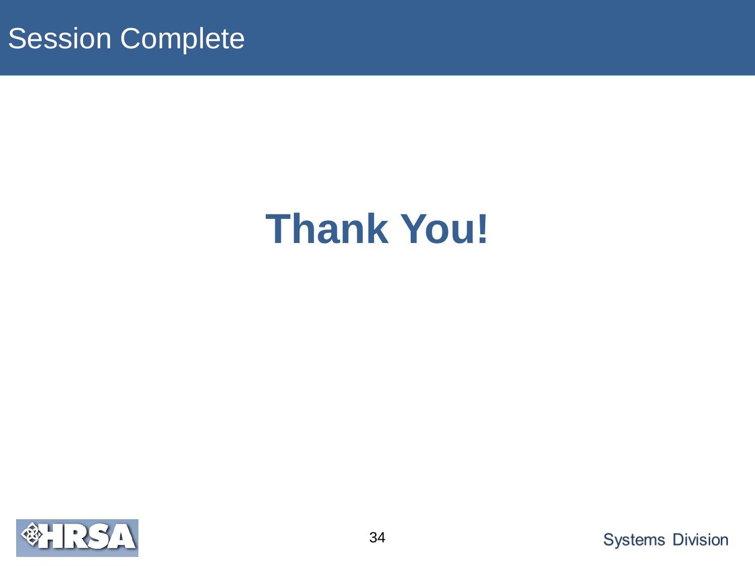# Session Complete

**Thank You!**